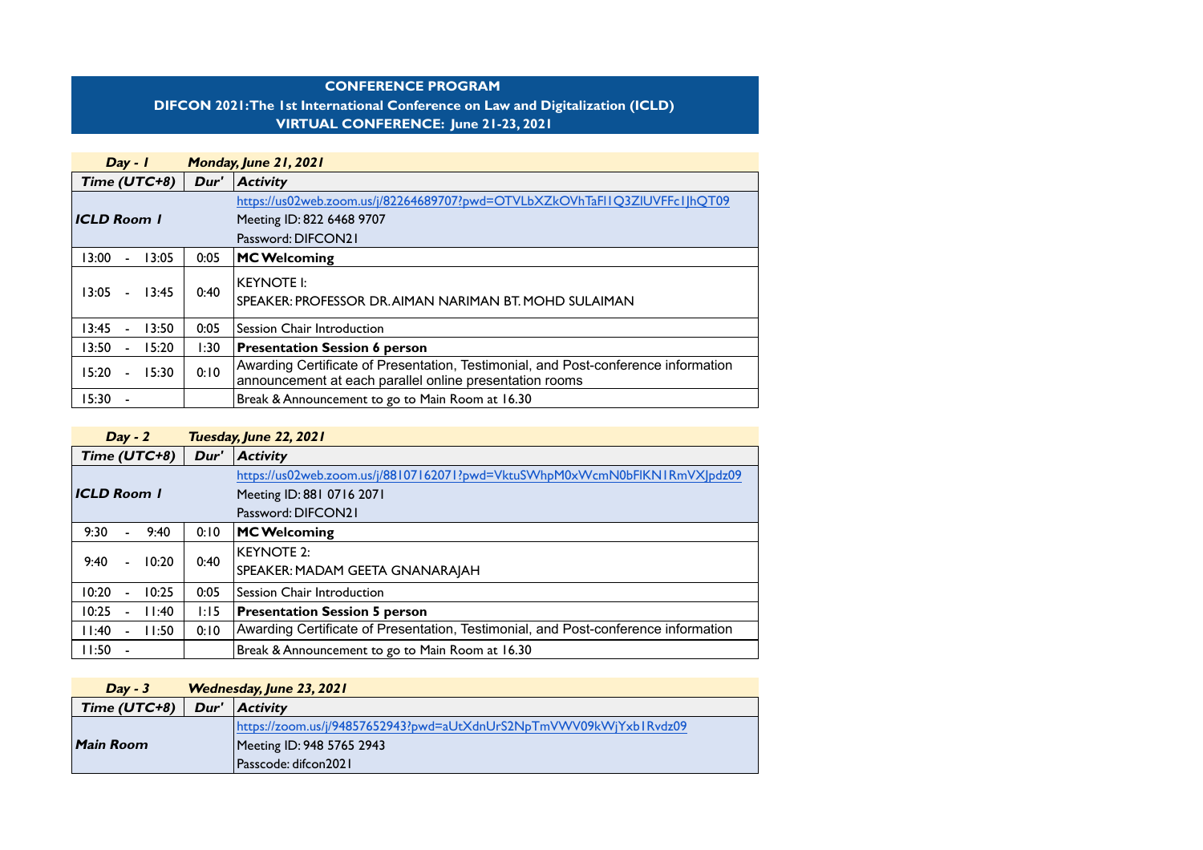# CONFERENCE PROGRAM

## DIFCON 2021: The 1st International Conference on Law and Digitalization (ICLD)

## VIRTUAL CONFERENCE: June 21-23, 2021

| ***Day - 1*** | | ***Monday, June 21, 2021*** |
|---|---|---|
| ***Time (UTC+8)*** | ***Dur'*** | ***Activity*** |
| ***ICLD Room 1*** | | https://us02web.zoom.us/j/82264689707?pwd=OTVLbXZkOVhTaFl1Q3ZlUVFFc1JhQT09 |
| | | Meeting ID: 822 6468 9707 |
| | | Password: DIFCON21 |
| 13:00 - 13:05 | 0:05 | **MC Welcoming** |
| 13:05 - 13:45 | 0:40 | KEYNOTE I: SPEAKER: PROFESSOR DR. AIMAN NARIMAN BT. MOHD SULAIMAN |
| 13:45 - 13:50 | 0:05 | Session Chair Introduction |
| 13:50 - 15:20 | 1:30 | **Presentation Session 6 person** |
| 15:20 - 15:30 | 0:10 | Awarding Certificate of Presentation, Testimonial, and Post-conference information announcement at each parallel online presentation rooms |
| 15:30 - | | Break & Announcement to go to Main Room at 16.30 |

| ***Day - 2*** | | ***Tuesday, June 22, 2021*** |
|---|---|---|
| ***Time (UTC+8)*** | ***Dur'*** | ***Activity*** |
| ***ICLD Room 1*** | | https://us02web.zoom.us/j/88107162071?pwd=VktuSWhpM0xWcmN0bFlKN1RmVXJpdz09 |
| | | Meeting ID: 881 0716 2071 |
| | | Password: DIFCON21 |
| 9:30 - 9:40 | 0:10 | **MC Welcoming** |
| 9:40 - 10:20 | 0:40 | KEYNOTE 2: SPEAKER: MADAM GEETA GNANARAJAH |
| 10:20 - 10:25 | 0:05 | Session Chair Introduction |
| 10:25 - 11:40 | 1:15 | **Presentation Session 5 person** |
| 11:40 - 11:50 | 0:10 | Awarding Certificate of Presentation, Testimonial, and Post-conference information |
| 11:50 - | | Break & Announcement to go to Main Room at 16.30 |

| ***Day - 3*** | | ***Wednesday, June 23, 2021*** |
|---|---|---|
| ***Time (UTC+8)*** | ***Dur'*** | ***Activity*** |
| ***Main Room*** | | https://zoom.us/j/94857652943?pwd=aUtXdnUrS2NpTmVWV09kWjYxb1Rvdz09 |
| | | Meeting ID: 948 5765 2943 |
| | | Passcode: difcon2021 |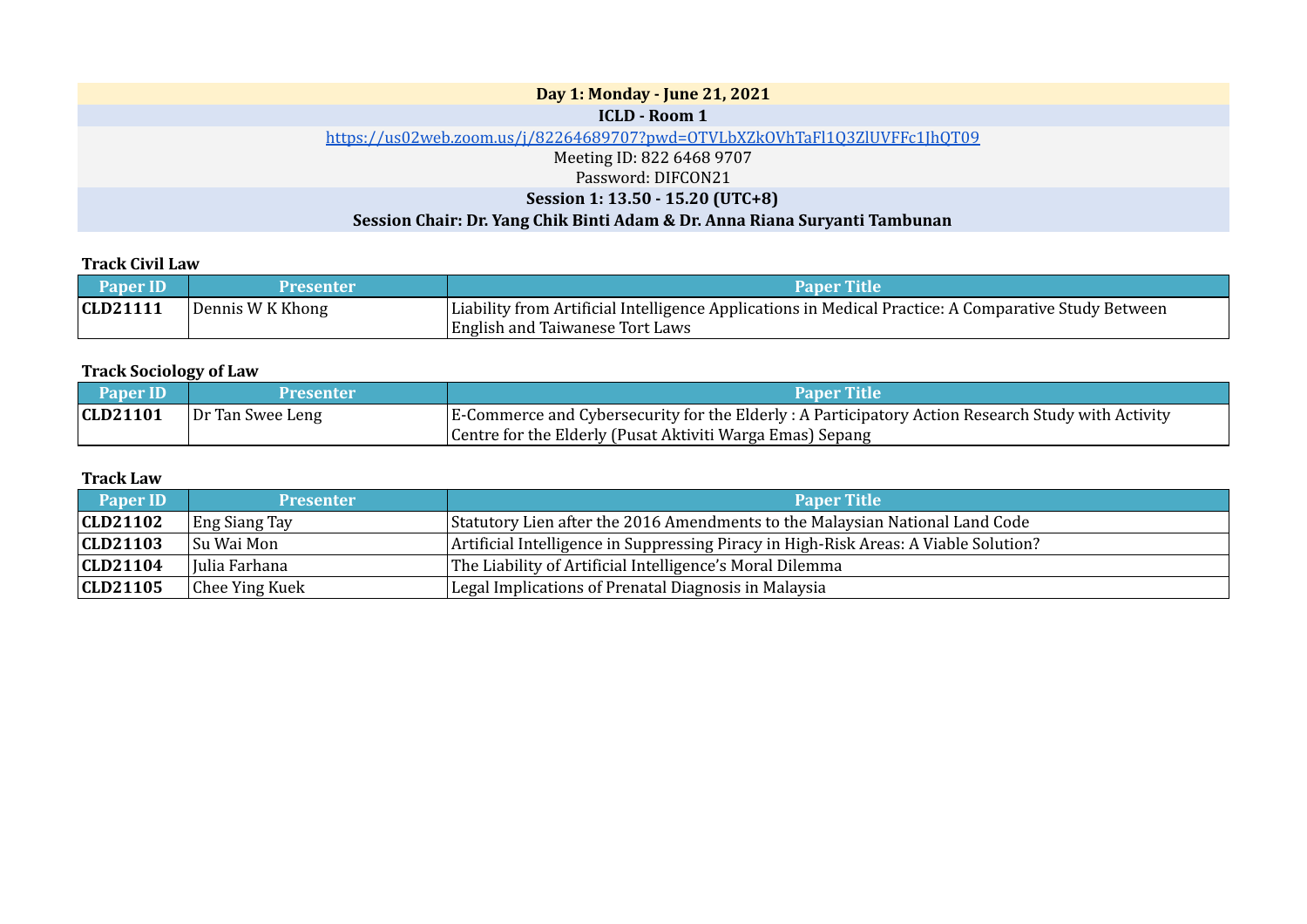**Day 1: Monday - June 21, 2021**

**ICLD - Room 1**

https://us02web.zoom.us/j/82264689707?pwd=OTVLbXZkOVhTaFl1Q3ZlUVFFc1JhQT09

Meeting ID: 822 6468 9707

Password: DIFCON21

**Session 1: 13.50 - 15.20 (UTC+8)**

**Session Chair: Dr. Yang Chik Binti Adam & Dr. Anna Riana Suryanti Tambunan**

**Track Civil Law**

| Paper ID | Presenter | Paper Title |
|---|---|---|
| **CLD21111** | Dennis W K Khong | Liabilitiy from Artificial Intelligence Applications in Medical Practice: A Comparative Study Between English and Taiwanese Tort Laws |

**Track Sociology of Law**

| Paper ID | Presenter | Paper Title |
|---|---|---|
| **CLD21101** | Dr Tan Swee Leng | E-Commerce and Cybersecurity for the Elderly : A Participatory Action Research Study with Activity Centre for the Elderly (Pusat Aktiviti Warga Emas) Sepang |

**Track Law**

| Paper ID | Presenter | Paper Title |
|---|---|---|
| **CLD21102** | Eng Siang Tay | Statutory Lien after the 2016 Amendments to the Malaysian National Land Code |
| **CLD21103** | Su Wai Mon | Artificial Intelligence in Suppressing Piracy in High-Risk Areas: A Viable Solution? |
| **CLD21104** | Julia Farhana | The Liability of Artificial Intelligence's Moral Dilemma |
| **CLD21105** | Chee Ying Kuek | Legal Implications of Prenatal Diagnosis in Malaysia |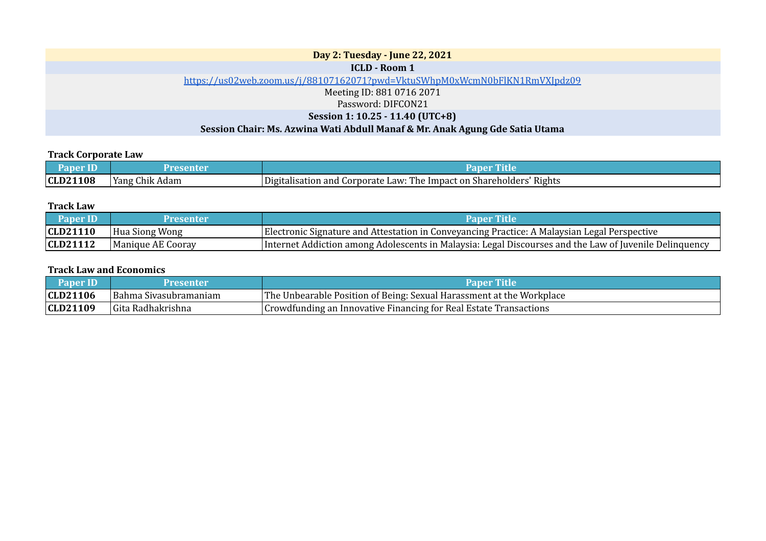**Day 2: Tuesday - June 22, 2021**

**ICLD - Room 1**

https://us02web.zoom.us/j/88107162071?pwd=VktuSWhpM0xWcmN0bFlKN1RmVXJpdz09

Meeting ID: 881 0716 2071

Password: DIFCON21

**Session 1: 10.25 - 11.40 (UTC+8)**

**Session Chair: Ms. Azwina Wati Abdull Manaf & Mr. Anak Agung Gde Satia Utama**

**Track Corporate Law**

| Paper ID | Presenter | Paper Title |
|---|---|---|
| **CLD21108** | Yang Chik Adam | Digitalisation and Corporate Law: The Impact on Shareholders' Rights |

**Track Law**

| Paper ID | Presenter | Paper Title |
|---|---|---|
| **CLD21110** | Hua Siong Wong | Electronic Signature and Attestation in Conveyancing Practice: A Malaysian Legal Perspective |
| **CLD21112** | Manique AE Cooray | Internet Addiction among Adolescents in Malaysia: Legal Discourses and the Law of Juvenile Delinquency |

**Track Law and Economics**

| Paper ID | Presenter | Paper Title |
|---|---|---|
| **CLD21106** | Bahma Sivasubramaniam | The Unbearable Position of Being: Sexual Harassment at the Workplace |
| **CLD21109** | Gita Radhakrishna | Crowdfunding an Innovative Financing for Real Estate Transactions |